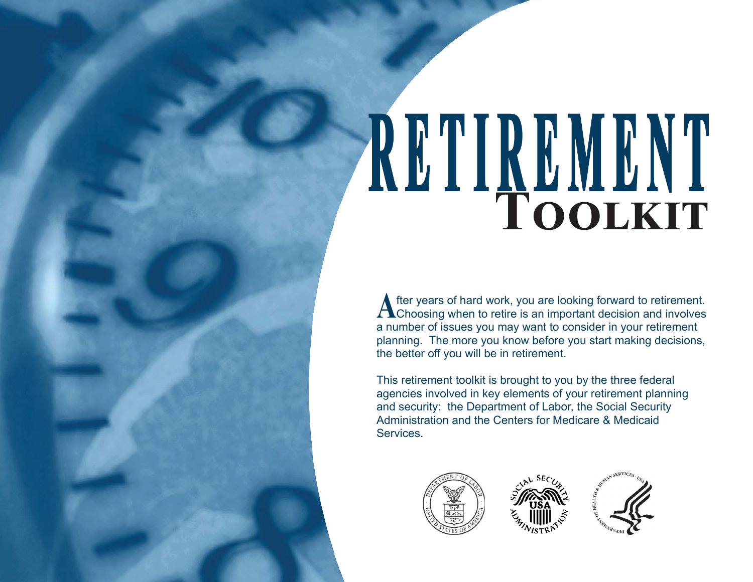# RETIREMENT TOOLKIT

After years of hard work, you are looking forward to retirement. Choosing when to retire is an important decision and involves a number of issues you may want to consider in your retirement planning. The more you know before you start making decisions, the better off you will be in retirement.

This retirement toolkit is brought to you by the three federal agencies involved in key elements of your retirement planning and security: the Department of Labor, the Social Security Administration and the Centers for Medicare & Medicaid Services.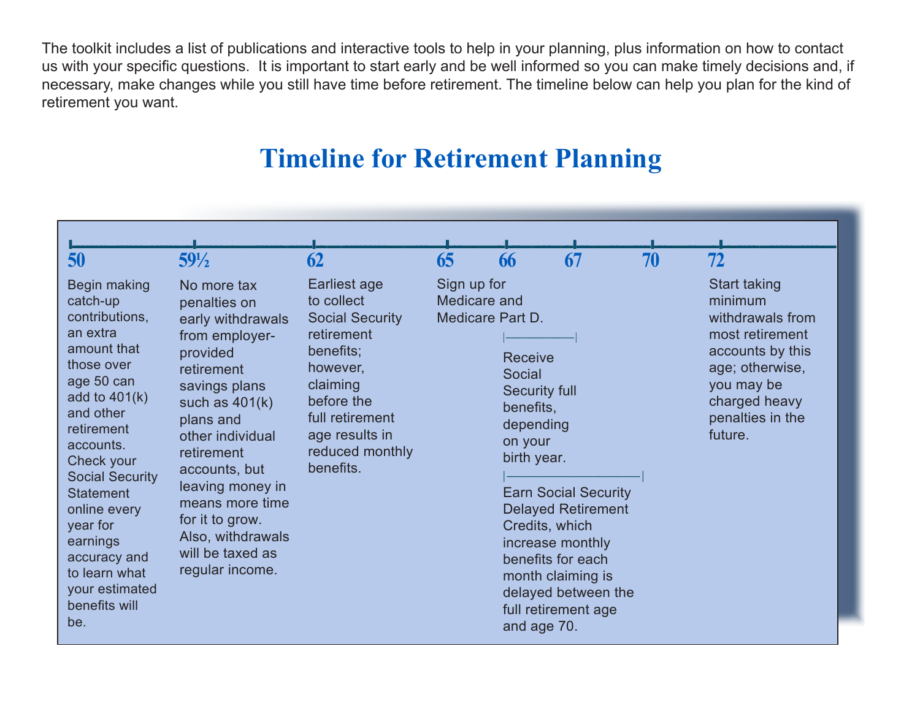The toolkit includes a list of publications and interactive tools to help in your planning, plus information on how to contact us with your specific questions. It is important to start early and be well informed so you can make timely decisions and, if necessary, make changes while you still have time before retirement. The timeline below can help you plan for the kind of retirement you want.

# Timeline for Retirement Planning

**50**

Begin making catch-up contributions, an extra amount that those over age 50 can add to 401(k) and other retirement accounts. Check your Social Security Statement online every year for earnings accuracy and to learn what your estimated benefits will be.

**59½**

No more tax penalties on early withdrawals from employer-provided retirement savings plans such as 401(k) plans and other individual retirement accounts, but leaving money in means more time for it to grow. Also, withdrawals will be taxed as regular income.

**62**

Earliest age to collect Social Security retirement benefits; however, claiming before the full retirement age results in reduced monthly benefits.

**65**

Sign up for Medicare and Medicare Part D.

**66–67**

Receive Social Security full benefits, depending on your birth year.

**66–70**

Earn Social Security Delayed Retirement Credits, which increase monthly benefits for each month claiming is delayed between the full retirement age and age 70.

**72**

Start taking minimum withdrawals from most retirement accounts by this age; otherwise, you may be charged heavy penalties in the future.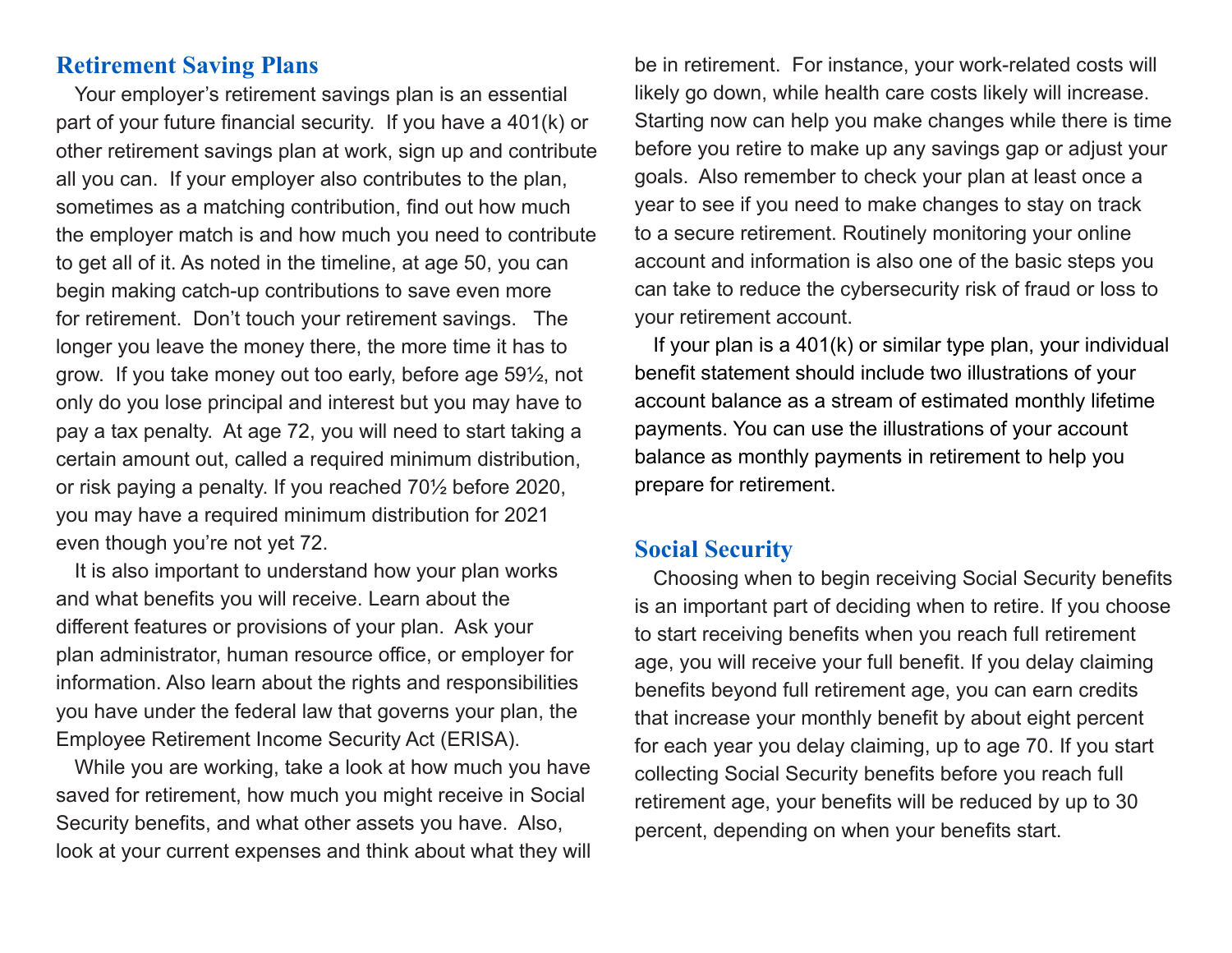## Retirement Saving Plans

Your employer's retirement savings plan is an essential part of your future financial security. If you have a 401(k) or other retirement savings plan at work, sign up and contribute all you can. If your employer also contributes to the plan, sometimes as a matching contribution, find out how much the employer match is and how much you need to contribute to get all of it. As noted in the timeline, at age 50, you can begin making catch-up contributions to save even more for retirement. Don't touch your retirement savings. The longer you leave the money there, the more time it has to grow. If you take money out too early, before age 59½, not only do you lose principal and interest but you may have to pay a tax penalty. At age 72, you will need to start taking a certain amount out, called a required minimum distribution, or risk paying a penalty. If you reached 70½ before 2020, you may have a required minimum distribution for 2021 even though you're not yet 72.

It is also important to understand how your plan works and what benefits you will receive. Learn about the different features or provisions of your plan. Ask your plan administrator, human resource office, or employer for information. Also learn about the rights and responsibilities you have under the federal law that governs your plan, the Employee Retirement Income Security Act (ERISA).

While you are working, take a look at how much you have saved for retirement, how much you might receive in Social Security benefits, and what other assets you have. Also, look at your current expenses and think about what they will be in retirement. For instance, your work-related costs will likely go down, while health care costs likely will increase. Starting now can help you make changes while there is time before you retire to make up any savings gap or adjust your goals. Also remember to check your plan at least once a year to see if you need to make changes to stay on track to a secure retirement. Routinely monitoring your online account and information is also one of the basic steps you can take to reduce the cybersecurity risk of fraud or loss to your retirement account.

If your plan is a 401(k) or similar type plan, your individual benefit statement should include two illustrations of your account balance as a stream of estimated monthly lifetime payments. You can use the illustrations of your account balance as monthly payments in retirement to help you prepare for retirement.

## Social Security

Choosing when to begin receiving Social Security benefits is an important part of deciding when to retire. If you choose to start receiving benefits when you reach full retirement age, you will receive your full benefit. If you delay claiming benefits beyond full retirement age, you can earn credits that increase your monthly benefit by about eight percent for each year you delay claiming, up to age 70. If you start collecting Social Security benefits before you reach full retirement age, your benefits will be reduced by up to 30 percent, depending on when your benefits start.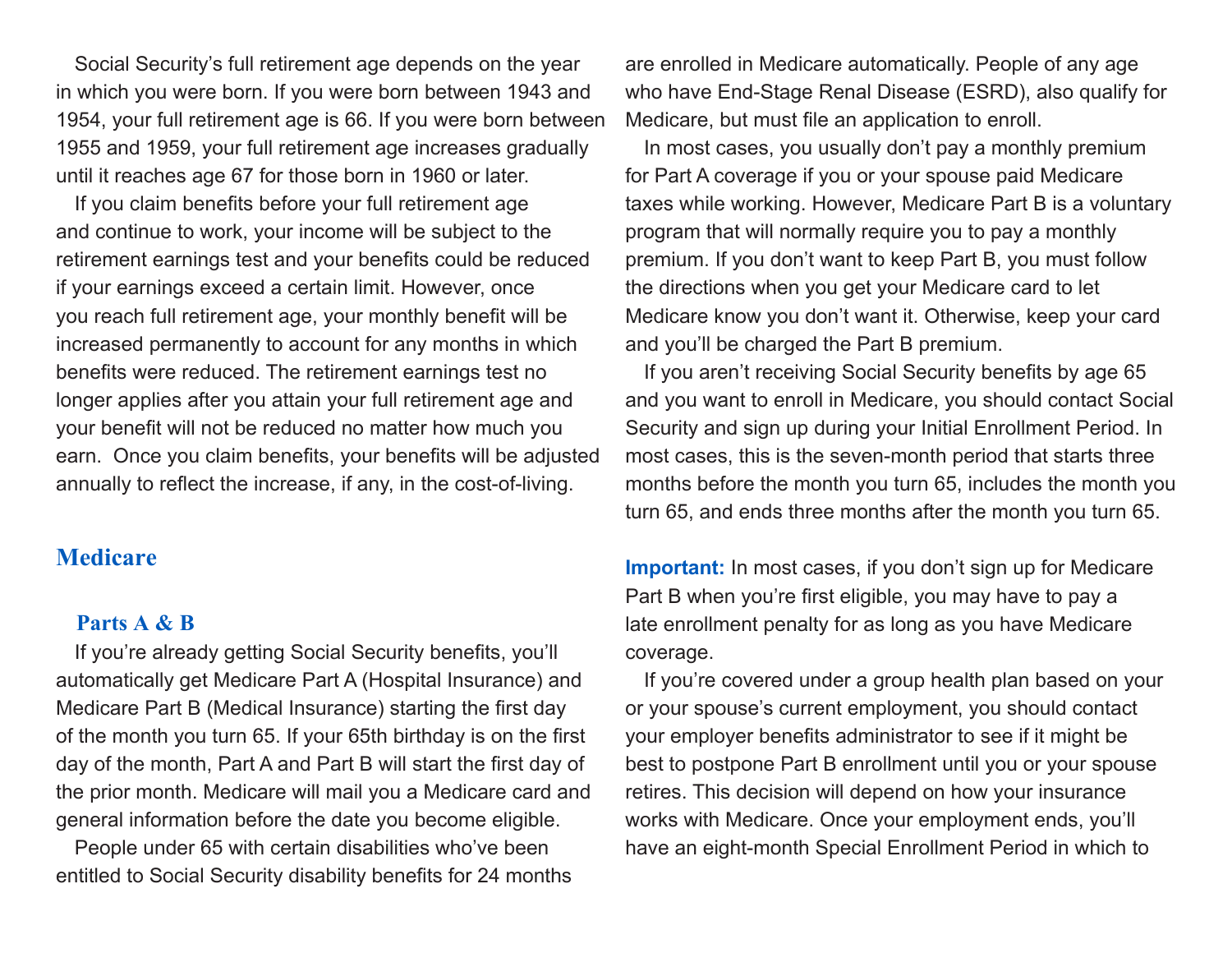Social Security's full retirement age depends on the year in which you were born. If you were born between 1943 and 1954, your full retirement age is 66. If you were born between 1955 and 1959, your full retirement age increases gradually until it reaches age 67 for those born in 1960 or later.

If you claim benefits before your full retirement age and continue to work, your income will be subject to the retirement earnings test and your benefits could be reduced if your earnings exceed a certain limit. However, once you reach full retirement age, your monthly benefit will be increased permanently to account for any months in which benefits were reduced. The retirement earnings test no longer applies after you attain your full retirement age and your benefit will not be reduced no matter how much you earn. Once you claim benefits, your benefits will be adjusted annually to reflect the increase, if any, in the cost-of-living.

## Medicare

### Parts A & B

If you're already getting Social Security benefits, you'll automatically get Medicare Part A (Hospital Insurance) and Medicare Part B (Medical Insurance) starting the first day of the month you turn 65. If your 65th birthday is on the first day of the month, Part A and Part B will start the first day of the prior month. Medicare will mail you a Medicare card and general information before the date you become eligible.

People under 65 with certain disabilities who've been entitled to Social Security disability benefits for 24 months are enrolled in Medicare automatically. People of any age who have End-Stage Renal Disease (ESRD), also qualify for Medicare, but must file an application to enroll.

In most cases, you usually don't pay a monthly premium for Part A coverage if you or your spouse paid Medicare taxes while working. However, Medicare Part B is a voluntary program that will normally require you to pay a monthly premium. If you don't want to keep Part B, you must follow the directions when you get your Medicare card to let Medicare know you don't want it. Otherwise, keep your card and you'll be charged the Part B premium.

If you aren't receiving Social Security benefits by age 65 and you want to enroll in Medicare, you should contact Social Security and sign up during your Initial Enrollment Period. In most cases, this is the seven-month period that starts three months before the month you turn 65, includes the month you turn 65, and ends three months after the month you turn 65.

**Important:** In most cases, if you don't sign up for Medicare Part B when you're first eligible, you may have to pay a late enrollment penalty for as long as you have Medicare coverage.

If you're covered under a group health plan based on your or your spouse's current employment, you should contact your employer benefits administrator to see if it might be best to postpone Part B enrollment until you or your spouse retires. This decision will depend on how your insurance works with Medicare. Once your employment ends, you'll have an eight-month Special Enrollment Period in which to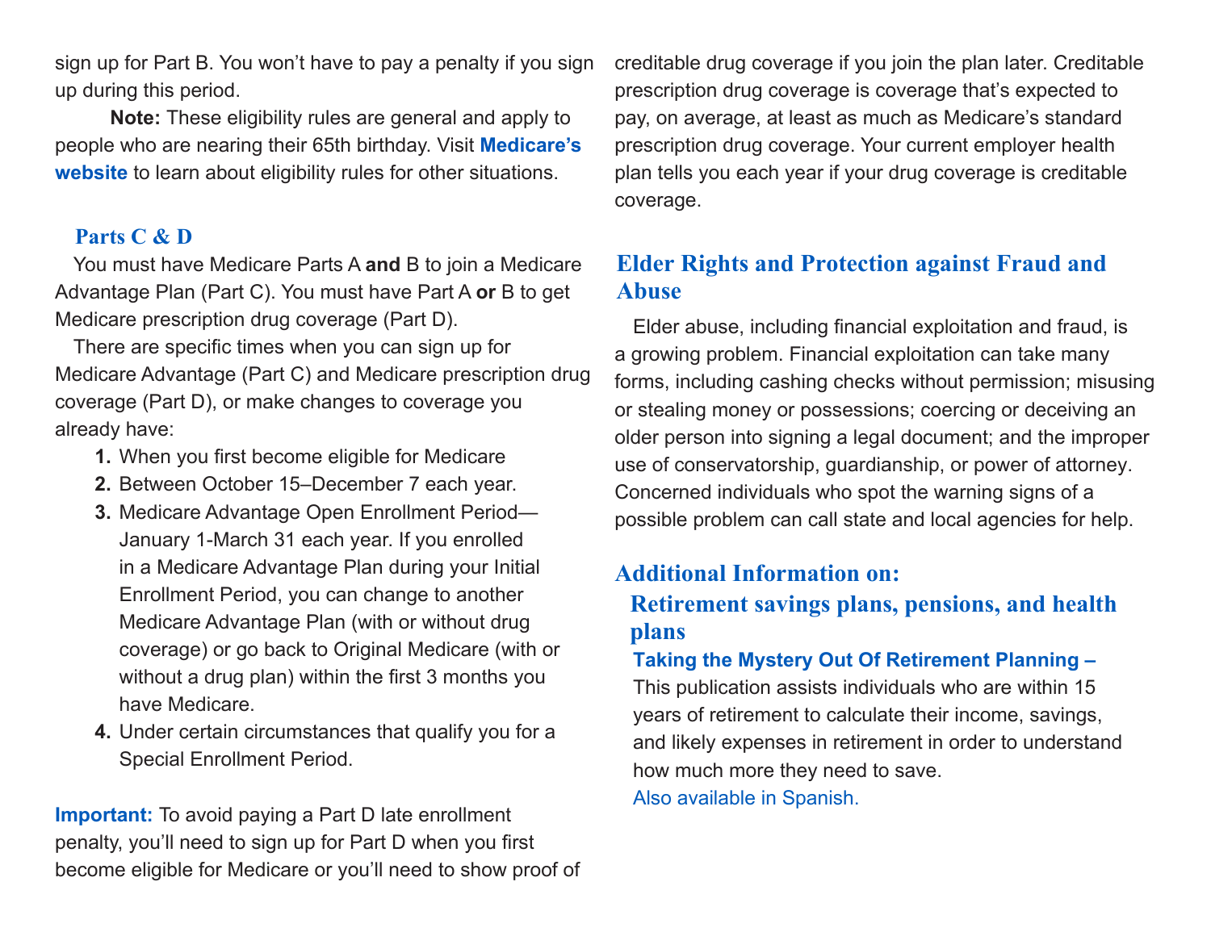sign up for Part B. You won't have to pay a penalty if you sign up during this period.

**Note:** These eligibility rules are general and apply to people who are nearing their 65th birthday. Visit **Medicare's website** to learn about eligibility rules for other situations.

### Parts C & D

You must have Medicare Parts A **and** B to join a Medicare Advantage Plan (Part C). You must have Part A **or** B to get Medicare prescription drug coverage (Part D).

There are specific times when you can sign up for Medicare Advantage (Part C) and Medicare prescription drug coverage (Part D), or make changes to coverage you already have:

1. When you first become eligible for Medicare
2. Between October 15–December 7 each year.
3. Medicare Advantage Open Enrollment Period—January 1-March 31 each year. If you enrolled in a Medicare Advantage Plan during your Initial Enrollment Period, you can change to another Medicare Advantage Plan (with or without drug coverage) or go back to Original Medicare (with or without a drug plan) within the first 3 months you have Medicare.
4. Under certain circumstances that qualify you for a Special Enrollment Period.

**Important:** To avoid paying a Part D late enrollment penalty, you'll need to sign up for Part D when you first become eligible for Medicare or you'll need to show proof of creditable drug coverage if you join the plan later. Creditable prescription drug coverage is coverage that's expected to pay, on average, at least as much as Medicare's standard prescription drug coverage. Your current employer health plan tells you each year if your drug coverage is creditable coverage.

## Elder Rights and Protection against Fraud and Abuse

Elder abuse, including financial exploitation and fraud, is a growing problem. Financial exploitation can take many forms, including cashing checks without permission; misusing or stealing money or possessions; coercing or deceiving an older person into signing a legal document; and the improper use of conservatorship, guardianship, or power of attorney. Concerned individuals who spot the warning signs of a possible problem can call state and local agencies for help.

## Additional Information on:

### Retirement savings plans, pensions, and health plans

**Taking the Mystery Out Of Retirement Planning –** This publication assists individuals who are within 15 years of retirement to calculate their income, savings, and likely expenses in retirement in order to understand how much more they need to save.

Also available in Spanish.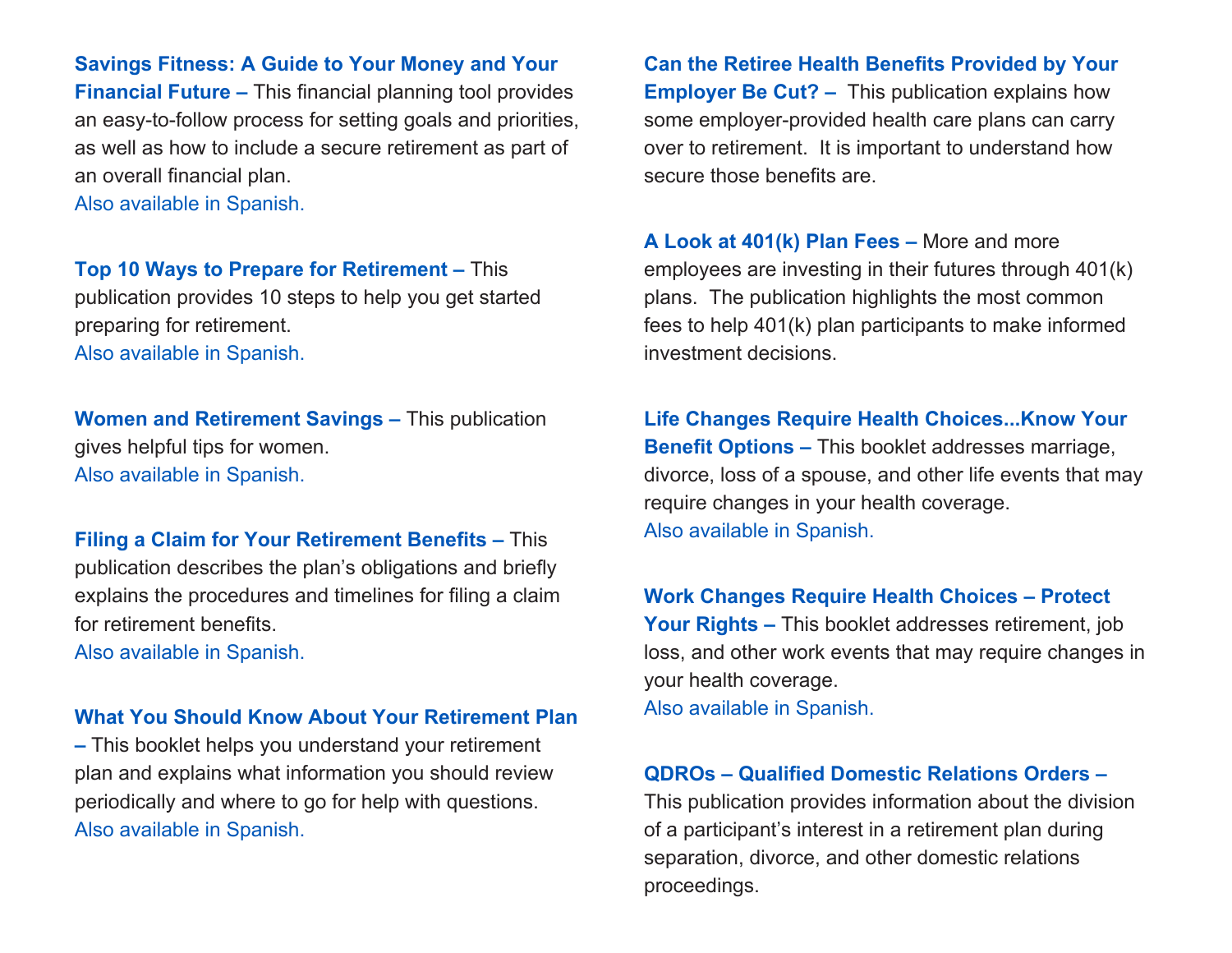**Savings Fitness: A Guide to Your Money and Your Financial Future –** This financial planning tool provides an easy-to-follow process for setting goals and priorities, as well as how to include a secure retirement as part of an overall financial plan.
Also available in Spanish.

**Top 10 Ways to Prepare for Retirement –** This publication provides 10 steps to help you get started preparing for retirement.
Also available in Spanish.

**Women and Retirement Savings –** This publication gives helpful tips for women.
Also available in Spanish.

**Filing a Claim for Your Retirement Benefits –** This publication describes the plan's obligations and briefly explains the procedures and timelines for filing a claim for retirement benefits.
Also available in Spanish.

**What You Should Know About Your Retirement Plan –** This booklet helps you understand your retirement plan and explains what information you should review periodically and where to go for help with questions.
Also available in Spanish.

**Can the Retiree Health Benefits Provided by Your Employer Be Cut? –** This publication explains how some employer-provided health care plans can carry over to retirement. It is important to understand how secure those benefits are.

**A Look at 401(k) Plan Fees –** More and more employees are investing in their futures through 401(k) plans. The publication highlights the most common fees to help 401(k) plan participants to make informed investment decisions.

**Life Changes Require Health Choices...Know Your Benefit Options –** This booklet addresses marriage, divorce, loss of a spouse, and other life events that may require changes in your health coverage.
Also available in Spanish.

**Work Changes Require Health Choices – Protect Your Rights –** This booklet addresses retirement, job loss, and other work events that may require changes in your health coverage.
Also available in Spanish.

**QDROs – Qualified Domestic Relations Orders –** This publication provides information about the division of a participant's interest in a retirement plan during separation, divorce, and other domestic relations proceedings.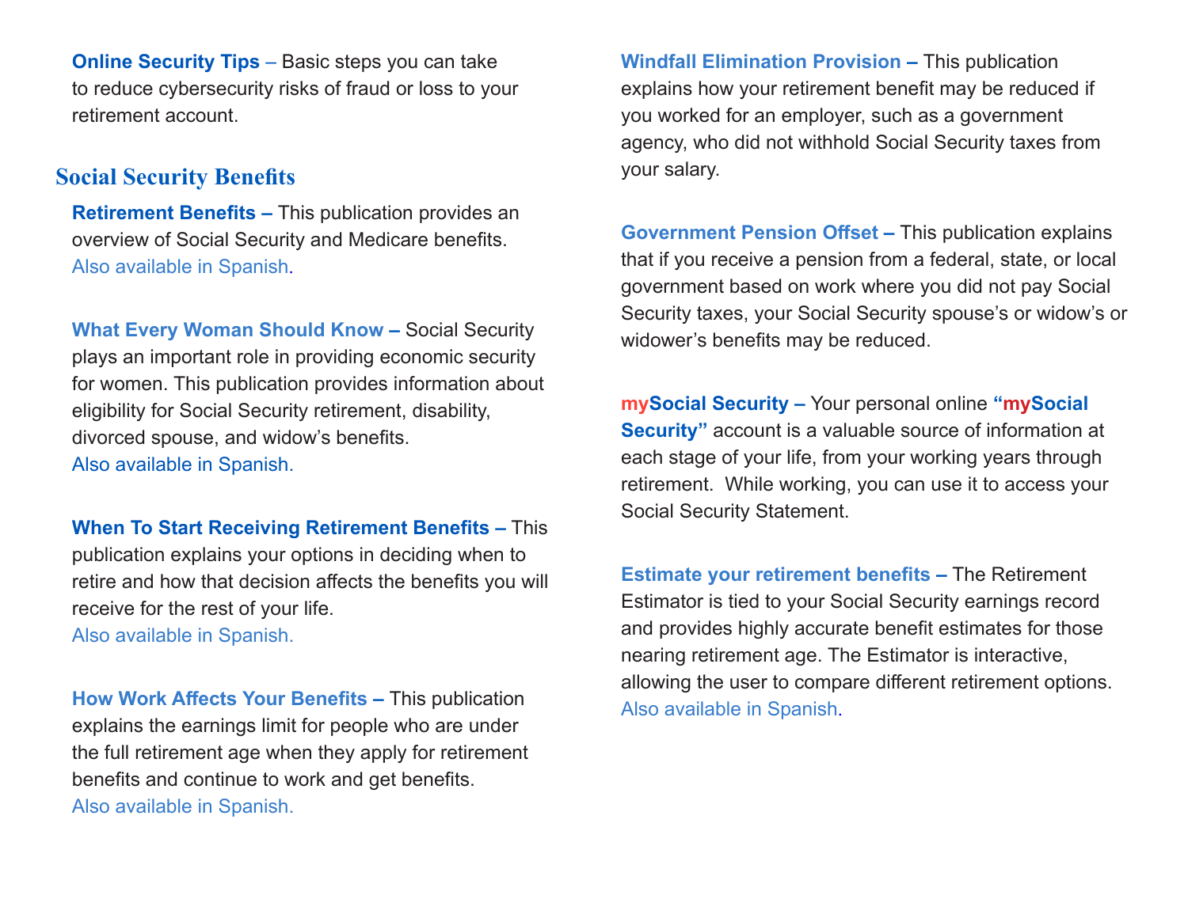**Online Security Tips** – Basic steps you can take to reduce cybersecurity risks of fraud or loss to your retirement account.

## Social Security Benefits

**Retirement Benefits –** This publication provides an overview of Social Security and Medicare benefits. Also available in Spanish.

**What Every Woman Should Know –** Social Security plays an important role in providing economic security for women. This publication provides information about eligibility for Social Security retirement, disability, divorced spouse, and widow's benefits. Also available in Spanish.

**When To Start Receiving Retirement Benefits –** This publication explains your options in deciding when to retire and how that decision affects the benefits you will receive for the rest of your life. Also available in Spanish.

**How Work Affects Your Benefits –** This publication explains the earnings limit for people who are under the full retirement age when they apply for retirement benefits and continue to work and get benefits. Also available in Spanish.

**Windfall Elimination Provision –** This publication explains how your retirement benefit may be reduced if you worked for an employer, such as a government agency, who did not withhold Social Security taxes from your salary.

**Government Pension Offset –** This publication explains that if you receive a pension from a federal, state, or local government based on work where you did not pay Social Security taxes, your Social Security spouse's or widow's or widower's benefits may be reduced.

**mySocial Security –** Your personal online **"mySocial Security"** account is a valuable source of information at each stage of your life, from your working years through retirement. While working, you can use it to access your Social Security Statement.

**Estimate your retirement benefits –** The Retirement Estimator is tied to your Social Security earnings record and provides highly accurate benefit estimates for those nearing retirement age. The Estimator is interactive, allowing the user to compare different retirement options. Also available in Spanish.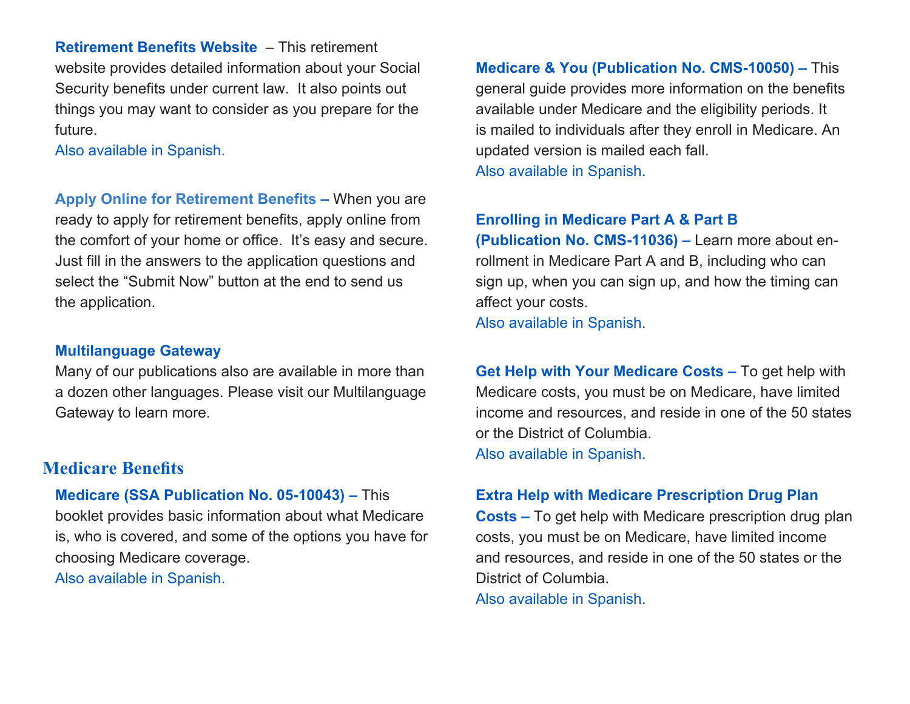**Retirement Benefits Website** – This retirement website provides detailed information about your Social Security benefits under current law. It also points out things you may want to consider as you prepare for the future.
Also available in Spanish.

**Apply Online for Retirement Benefits –** When you are ready to apply for retirement benefits, apply online from the comfort of your home or office. It's easy and secure. Just fill in the answers to the application questions and select the "Submit Now" button at the end to send us the application.

**Multilanguage Gateway**
Many of our publications also are available in more than a dozen other languages. Please visit our Multilanguage Gateway to learn more.

## Medicare Benefits

**Medicare (SSA Publication No. 05-10043) –** This booklet provides basic information about what Medicare is, who is covered, and some of the options you have for choosing Medicare coverage.
Also available in Spanish.

**Medicare & You (Publication No. CMS-10050) –** This general guide provides more information on the benefits available under Medicare and the eligibility periods. It is mailed to individuals after they enroll in Medicare. An updated version is mailed each fall.
Also available in Spanish.

**Enrolling in Medicare Part A & Part B (Publication No. CMS-11036) –** Learn more about enrollment in Medicare Part A and B, including who can sign up, when you can sign up, and how the timing can affect your costs.
Also available in Spanish.

**Get Help with Your Medicare Costs –** To get help with Medicare costs, you must be on Medicare, have limited income and resources, and reside in one of the 50 states or the District of Columbia.
Also available in Spanish.

**Extra Help with Medicare Prescription Drug Plan Costs –** To get help with Medicare prescription drug plan costs, you must be on Medicare, have limited income and resources, and reside in one of the 50 states or the District of Columbia.
Also available in Spanish.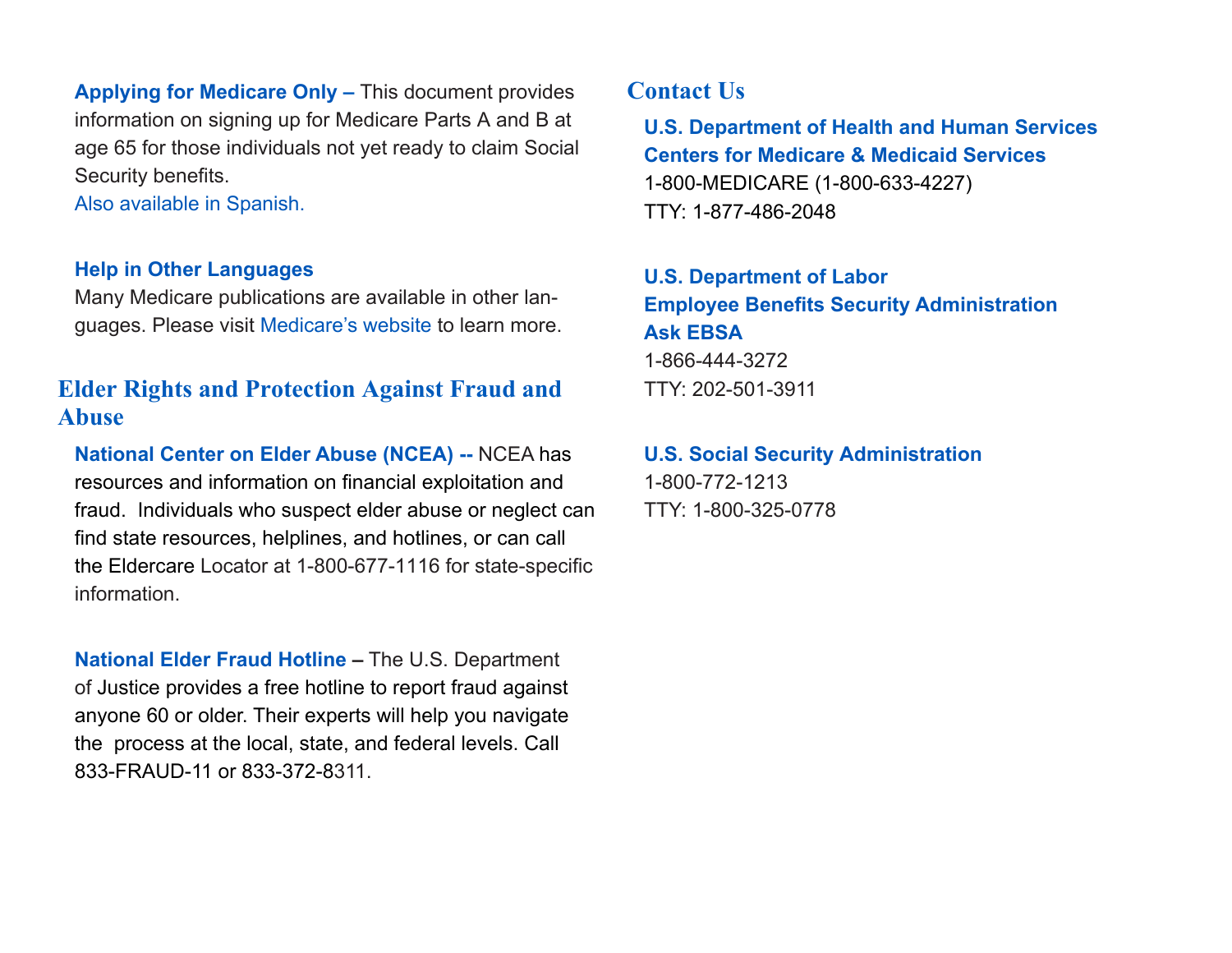**Applying for Medicare Only –** This document provides information on signing up for Medicare Parts A and B at age 65 for those individuals not yet ready to claim Social Security benefits.
Also available in Spanish.

**Help in Other Languages**
Many Medicare publications are available in other languages. Please visit Medicare's website to learn more.

## Elder Rights and Protection Against Fraud and Abuse

**National Center on Elder Abuse (NCEA) --** NCEA has resources and information on financial exploitation and fraud. Individuals who suspect elder abuse or neglect can find state resources, helplines, and hotlines, or can call the Eldercare Locator at 1-800-677-1116 for state-specific information.

**National Elder Fraud Hotline –** The U.S. Department of Justice provides a free hotline to report fraud against anyone 60 or older. Their experts will help you navigate the process at the local, state, and federal levels. Call 833-FRAUD-11 or 833-372-8311.

## Contact Us

**U.S. Department of Health and Human Services**
**Centers for Medicare & Medicaid Services**
1-800-MEDICARE (1-800-633-4227)
TTY: 1-877-486-2048

**U.S. Department of Labor**
**Employee Benefits Security Administration**
**Ask EBSA**
1-866-444-3272
TTY: 202-501-3911

**U.S. Social Security Administration**
1-800-772-1213
TTY: 1-800-325-0778